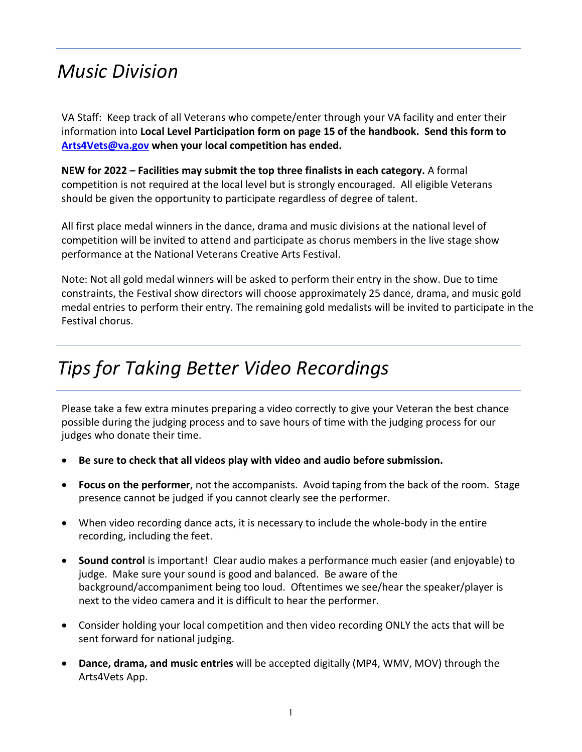# *Music Division*

VA Staff: Keep track of all Veterans who compete/enter through your VA facility and enter their information into **Local Level Participation form on page 15 of the handbook. Send this form to [Arts4Vets@va.gov](mailto:Arts4Vets@va.gov) when your local competition has ended.**

**NEW for 2022 – Facilities may submit the top three finalists in each category.** A formal competition is not required at the local level but is strongly encouraged. All eligible Veterans should be given the opportunity to participate regardless of degree of talent.

All first place medal winners in the dance, drama and music divisions at the national level of competition will be invited to attend and participate as chorus members in the live stage show performance at the National Veterans Creative Arts Festival.

Note: Not all gold medal winners will be asked to perform their entry in the show. Due to time constraints, the Festival show directors will choose approximately 25 dance, drama, and music gold medal entries to perform their entry. The remaining gold medalists will be invited to participate in the Festival chorus.

# *Tips for Taking Better Video Recordings*

Please take a few extra minutes preparing a video correctly to give your Veteran the best chance possible during the judging process and to save hours of time with the judging process for our judges who donate their time.

- **Be sure to check that all videos play with video and audio before submission.**
- **Focus on the performer**, not the accompanists. Avoid taping from the back of the room. Stage presence cannot be judged if you cannot clearly see the performer.
- When video recording dance acts, it is necessary to include the whole-body in the entire recording, including the feet.
- **Sound control** is important! Clear audio makes a performance much easier (and enjoyable) to judge. Make sure your sound is good and balanced. Be aware of the background/accompaniment being too loud. Oftentimes we see/hear the speaker/player is next to the video camera and it is difficult to hear the performer.
- Consider holding your local competition and then video recording ONLY the acts that will be sent forward for national judging.
- **Dance, drama, and music entries** will be accepted digitally (MP4, WMV, MOV) through the Arts4Vets App.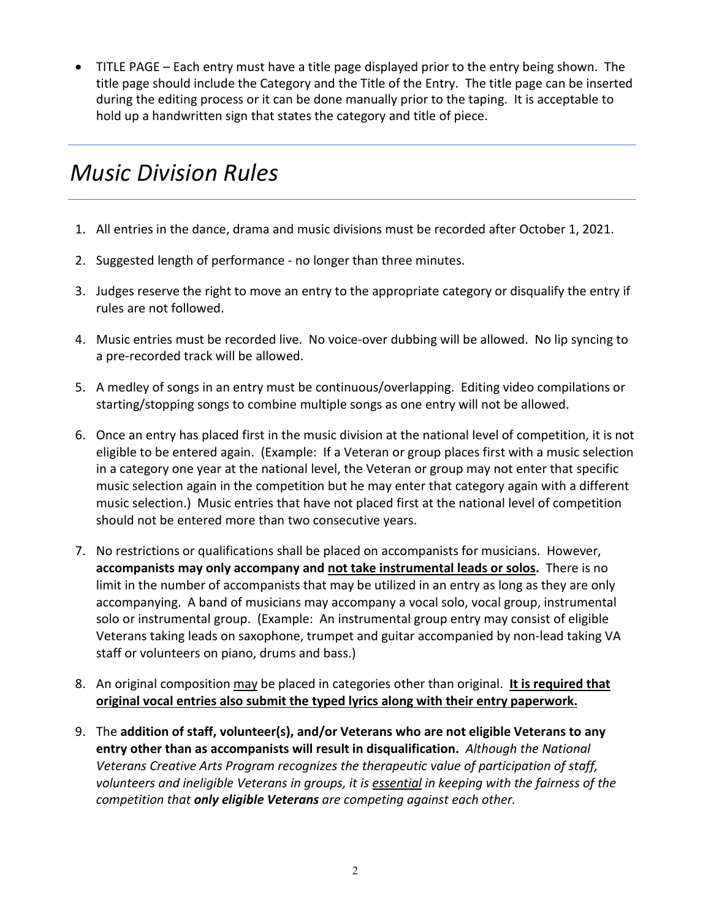- TITLE PAGE – Each entry must have a title page displayed prior to the entry being shown. The title page should include the Category and the Title of the Entry. The title page can be inserted during the editing process or it can be done manually prior to the taping. It is acceptable to hold up a handwritten sign that states the category and title of piece.

# *Music Division Rules*

1. All entries in the dance, drama and music divisions must be recorded after October 1, 2021.
2. Suggested length of performance - no longer than three minutes.
3. Judges reserve the right to move an entry to the appropriate category or disqualify the entry if rules are not followed.
4. Music entries must be recorded live. No voice-over dubbing will be allowed. No lip syncing to a pre-recorded track will be allowed.
5. A medley of songs in an entry must be continuous/overlapping. Editing video compilations or starting/stopping songs to combine multiple songs as one entry will not be allowed.
6. Once an entry has placed first in the music division at the national level of competition, it is not eligible to be entered again. (Example: If a Veteran or group places first with a music selection in a category one year at the national level, the Veteran or group may not enter that specific music selection again in the competition but he may enter that category again with a different music selection.) Music entries that have not placed first at the national level of competition should not be entered more than two consecutive years.
7. No restrictions or qualifications shall be placed on accompanists for musicians. However, **accompanists may only accompany and <u>not take instrumental leads or solos</u>.** There is no limit in the number of accompanists that may be utilized in an entry as long as they are only accompanying. A band of musicians may accompany a vocal solo, vocal group, instrumental solo or instrumental group. (Example: An instrumental group entry may consist of eligible Veterans taking leads on saxophone, trumpet and guitar accompanied by non-lead taking VA staff or volunteers on piano, drums and bass.)
8. An original composition <u>may</u> be placed in categories other than original. **<u>It is required that original vocal entries also submit the typed lyrics along with their entry paperwork.</u>**
9. The **addition of staff, volunteer(s), and/or Veterans who are not eligible Veterans to any entry other than as accompanists will result in disqualification.** *Although the National Veterans Creative Arts Program recognizes the therapeutic value of participation of staff, volunteers and ineligible Veterans in groups, it is <u>essential</u> in keeping with the fairness of the competition that **only eligible Veterans** are competing against each other.*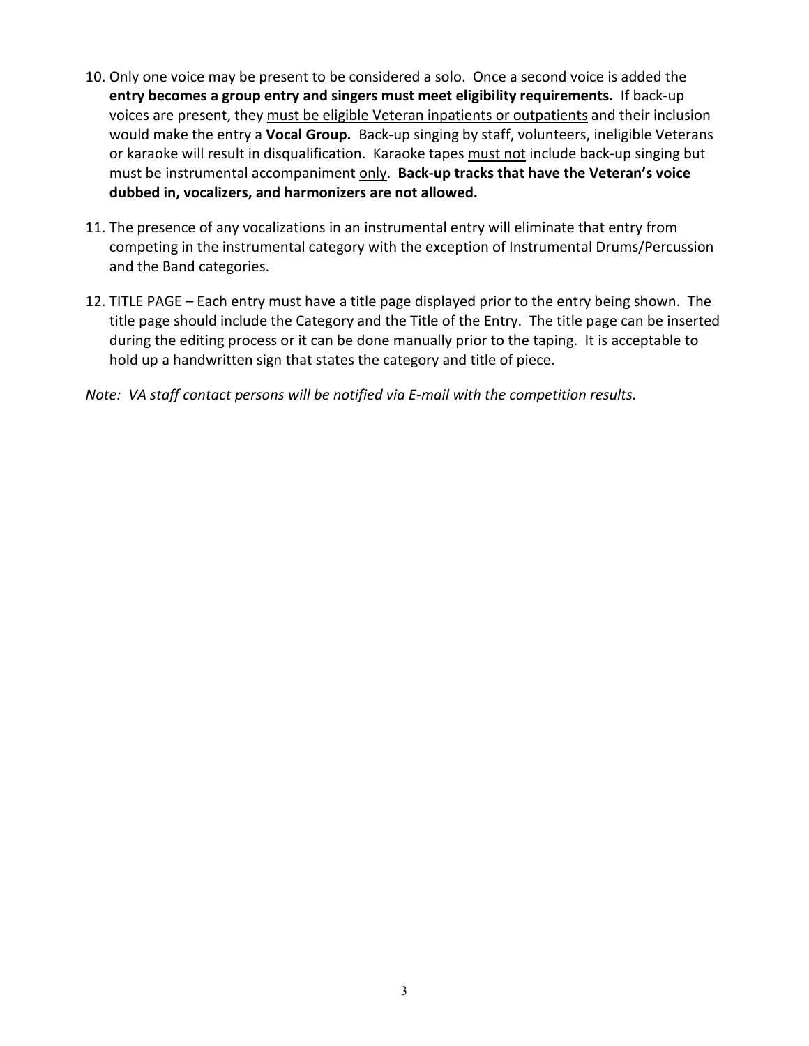10. Only <u>one voice</u> may be present to be considered a solo. Once a second voice is added the **entry becomes a group entry and singers must meet eligibility requirements.** If back-up voices are present, they <u>must be eligible Veteran inpatients or outpatients</u> and their inclusion would make the entry a **Vocal Group.** Back-up singing by staff, volunteers, ineligible Veterans or karaoke will result in disqualification. Karaoke tapes <u>must not</u> include back-up singing but must be instrumental accompaniment <u>only</u>. **Back-up tracks that have the Veteran's voice dubbed in, vocalizers, and harmonizers are not allowed.**

11. The presence of any vocalizations in an instrumental entry will eliminate that entry from competing in the instrumental category with the exception of Instrumental Drums/Percussion and the Band categories.

12. TITLE PAGE – Each entry must have a title page displayed prior to the entry being shown. The title page should include the Category and the Title of the Entry. The title page can be inserted during the editing process or it can be done manually prior to the taping. It is acceptable to hold up a handwritten sign that states the category and title of piece.

*Note: VA staff contact persons will be notified via E-mail with the competition results.*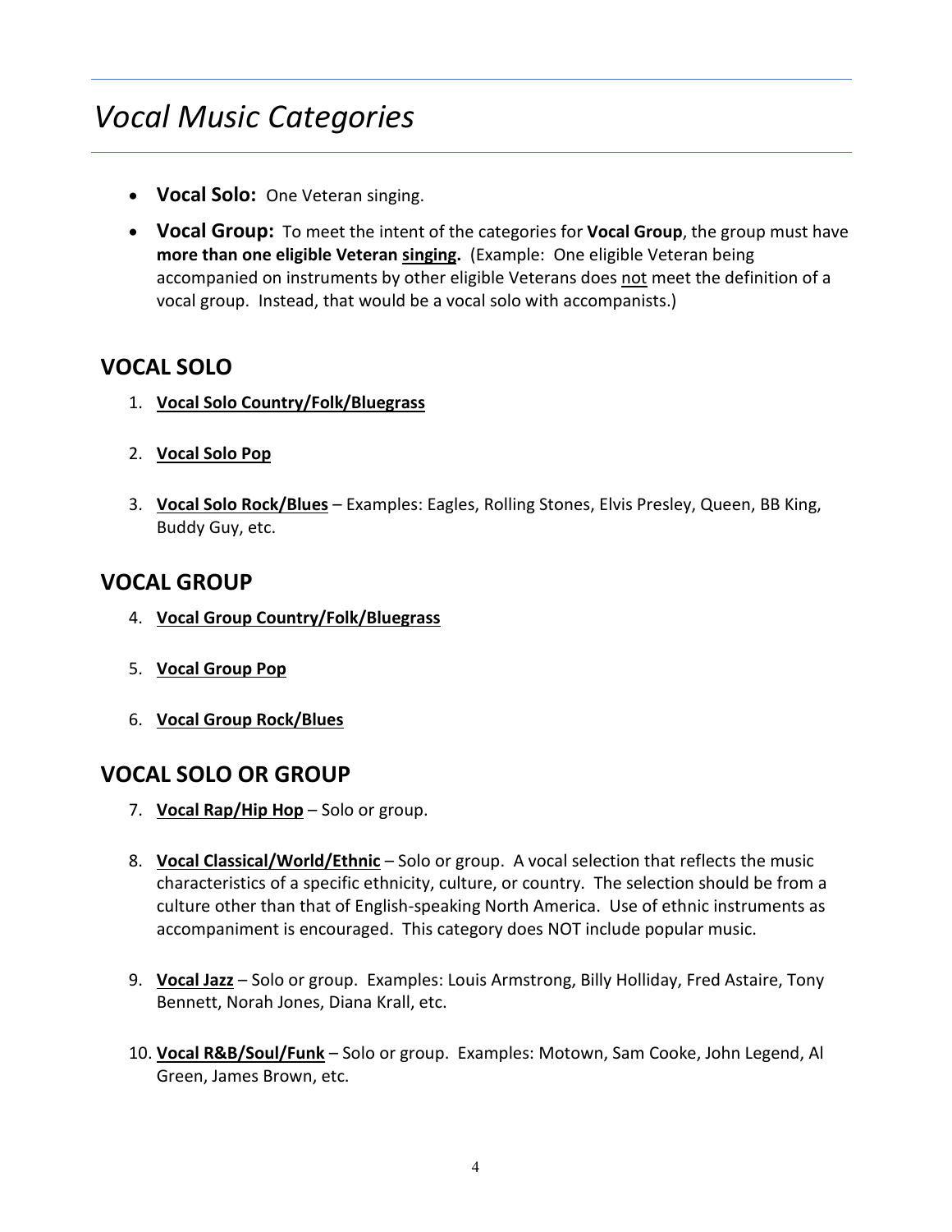# *Vocal Music Categories*

- **Vocal Solo:** One Veteran singing.
- **Vocal Group:** To meet the intent of the categories for **Vocal Group**, the group must have **more than one eligible Veteran singing.** (Example: One eligible Veteran being accompanied on instruments by other eligible Veterans does not meet the definition of a vocal group. Instead, that would be a vocal solo with accompanists.)

## VOCAL SOLO

1. **Vocal Solo Country/Folk/Bluegrass**
2. **Vocal Solo Pop**
3. **Vocal Solo Rock/Blues** – Examples: Eagles, Rolling Stones, Elvis Presley, Queen, BB King, Buddy Guy, etc.

## VOCAL GROUP

4. **Vocal Group Country/Folk/Bluegrass**
5. **Vocal Group Pop**
6. **Vocal Group Rock/Blues**

## VOCAL SOLO OR GROUP

7. **Vocal Rap/Hip Hop** – Solo or group.
8. **Vocal Classical/World/Ethnic** – Solo or group. A vocal selection that reflects the music characteristics of a specific ethnicity, culture, or country. The selection should be from a culture other than that of English-speaking North America. Use of ethnic instruments as accompaniment is encouraged. This category does NOT include popular music.
9. **Vocal Jazz** – Solo or group. Examples: Louis Armstrong, Billy Holliday, Fred Astaire, Tony Bennett, Norah Jones, Diana Krall, etc.
10. **Vocal R&B/Soul/Funk** – Solo or group. Examples: Motown, Sam Cooke, John Legend, Al Green, James Brown, etc.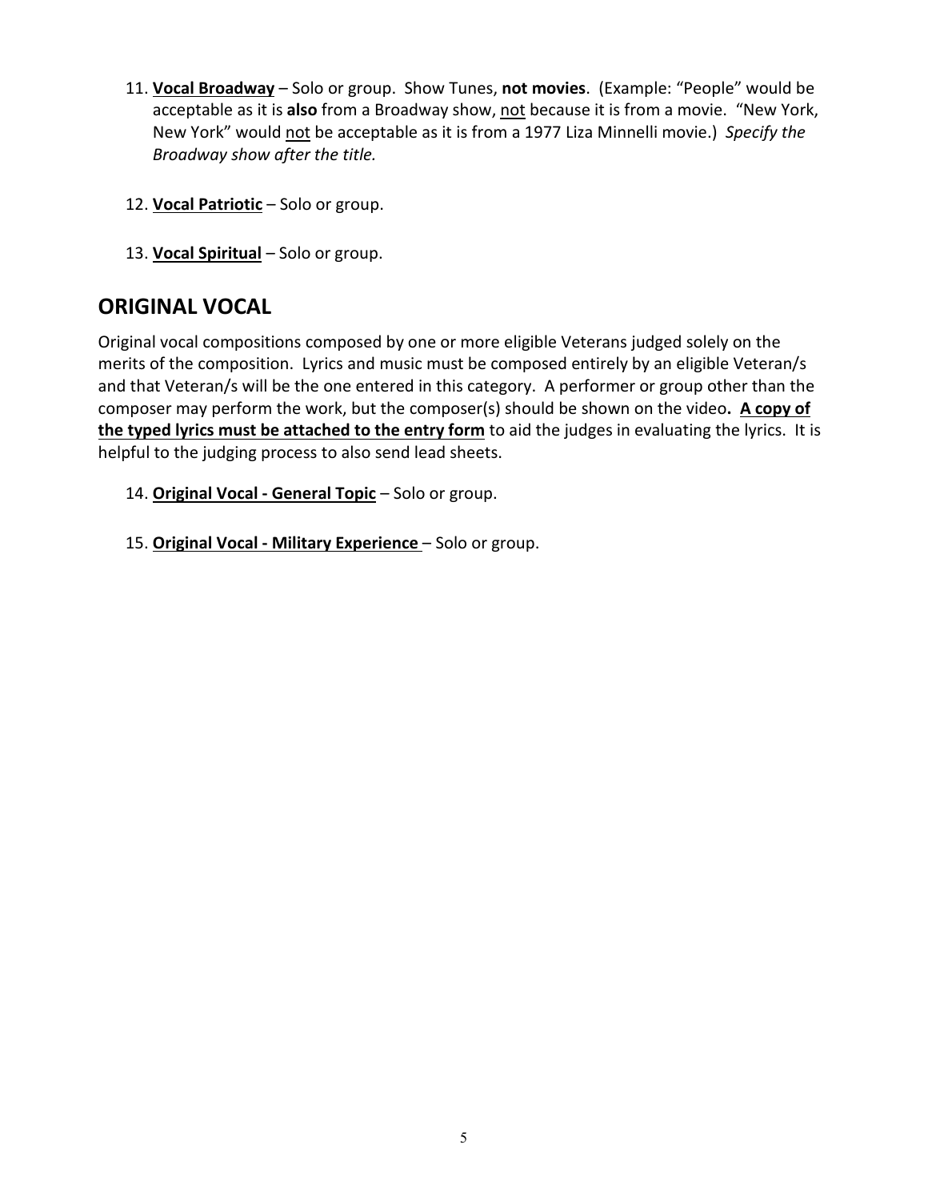11. **<u>Vocal Broadway</u>** – Solo or group. Show Tunes, **not movies**. (Example: "People" would be acceptable as it is **also** from a Broadway show, <u>not</u> because it is from a movie. "New York, New York" would <u>not</u> be acceptable as it is from a 1977 Liza Minnelli movie.) *Specify the Broadway show after the title.*

12. **<u>Vocal Patriotic</u>** – Solo or group.

13. **<u>Vocal Spiritual</u>** – Solo or group.

## ORIGINAL VOCAL

Original vocal compositions composed by one or more eligible Veterans judged solely on the merits of the composition. Lyrics and music must be composed entirely by an eligible Veteran/s and that Veteran/s will be the one entered in this category. A performer or group other than the composer may perform the work, but the composer(s) should be shown on the video**.** **<u>A copy of the typed lyrics must be attached to the entry form</u>** to aid the judges in evaluating the lyrics. It is helpful to the judging process to also send lead sheets.

14. **<u>Original Vocal - General Topic</u>** – Solo or group.

15. **<u>Original Vocal - Military Experience</u>** – Solo or group.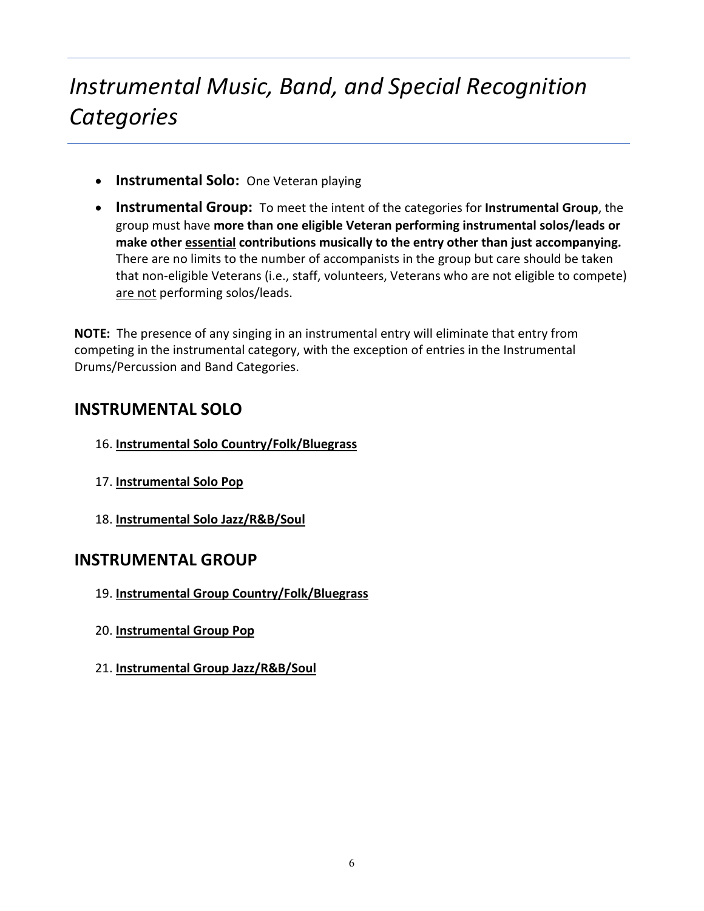# *Instrumental Music, Band, and Special Recognition Categories*

- **Instrumental Solo:** One Veteran playing
- **Instrumental Group:** To meet the intent of the categories for **Instrumental Group**, the group must have **more than one eligible Veteran performing instrumental solos/leads or make other <u>essential</u> contributions musically to the entry other than just accompanying.** There are no limits to the number of accompanists in the group but care should be taken that non-eligible Veterans (i.e., staff, volunteers, Veterans who are not eligible to compete) <u>are not</u> performing solos/leads.

**NOTE:** The presence of any singing in an instrumental entry will eliminate that entry from competing in the instrumental category, with the exception of entries in the Instrumental Drums/Percussion and Band Categories.

## INSTRUMENTAL SOLO

16. **<u>Instrumental Solo Country/Folk/Bluegrass</u>**
17. **<u>Instrumental Solo Pop</u>**
18. **<u>Instrumental Solo Jazz/R&B/Soul</u>**

## INSTRUMENTAL GROUP

19. **<u>Instrumental Group Country/Folk/Bluegrass</u>**
20. **<u>Instrumental Group Pop</u>**
21. **<u>Instrumental Group Jazz/R&B/Soul</u>**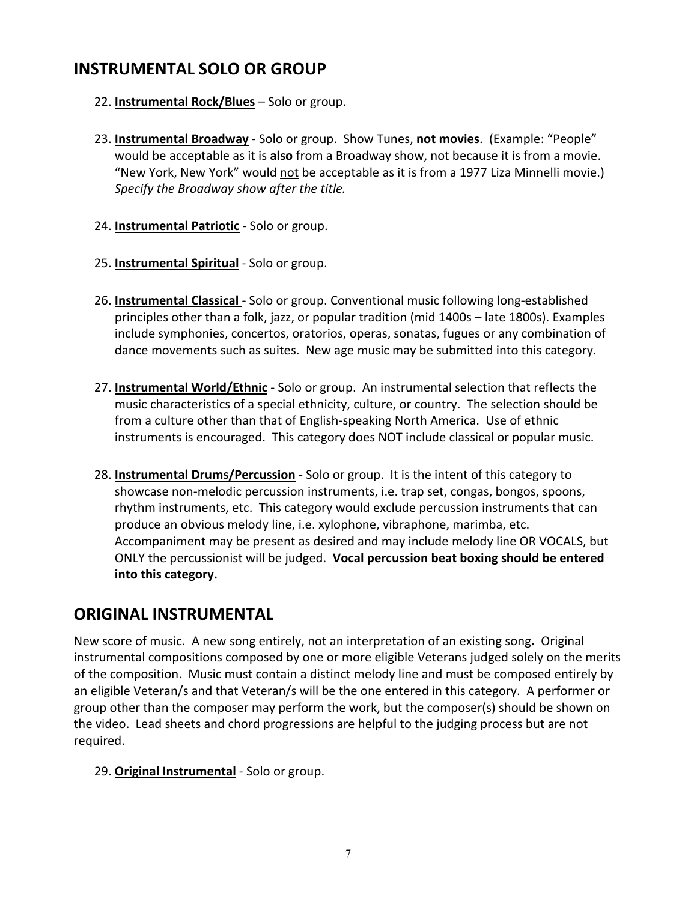## INSTRUMENTAL SOLO OR GROUP

22. **Instrumental Rock/Blues** – Solo or group.

23. **Instrumental Broadway** - Solo or group. Show Tunes, **not movies**. (Example: "People" would be acceptable as it is **also** from a Broadway show, not because it is from a movie. "New York, New York" would not be acceptable as it is from a 1977 Liza Minnelli movie.) *Specify the Broadway show after the title.*

24. **Instrumental Patriotic** - Solo or group.

25. **Instrumental Spiritual** - Solo or group.

26. **Instrumental Classical** - Solo or group. Conventional music following long-established principles other than a folk, jazz, or popular tradition (mid 1400s – late 1800s). Examples include symphonies, concertos, oratorios, operas, sonatas, fugues or any combination of dance movements such as suites. New age music may be submitted into this category.

27. **Instrumental World/Ethnic** - Solo or group. An instrumental selection that reflects the music characteristics of a special ethnicity, culture, or country. The selection should be from a culture other than that of English-speaking North America. Use of ethnic instruments is encouraged. This category does NOT include classical or popular music.

28. **Instrumental Drums/Percussion** - Solo or group. It is the intent of this category to showcase non-melodic percussion instruments, i.e. trap set, congas, bongos, spoons, rhythm instruments, etc. This category would exclude percussion instruments that can produce an obvious melody line, i.e. xylophone, vibraphone, marimba, etc. Accompaniment may be present as desired and may include melody line OR VOCALS, but ONLY the percussionist will be judged. **Vocal percussion beat boxing should be entered into this category.**

## ORIGINAL INSTRUMENTAL

New score of music. A new song entirely, not an interpretation of an existing song**.** Original instrumental compositions composed by one or more eligible Veterans judged solely on the merits of the composition. Music must contain a distinct melody line and must be composed entirely by an eligible Veteran/s and that Veteran/s will be the one entered in this category. A performer or group other than the composer may perform the work, but the composer(s) should be shown on the video. Lead sheets and chord progressions are helpful to the judging process but are not required.

29. **Original Instrumental** - Solo or group.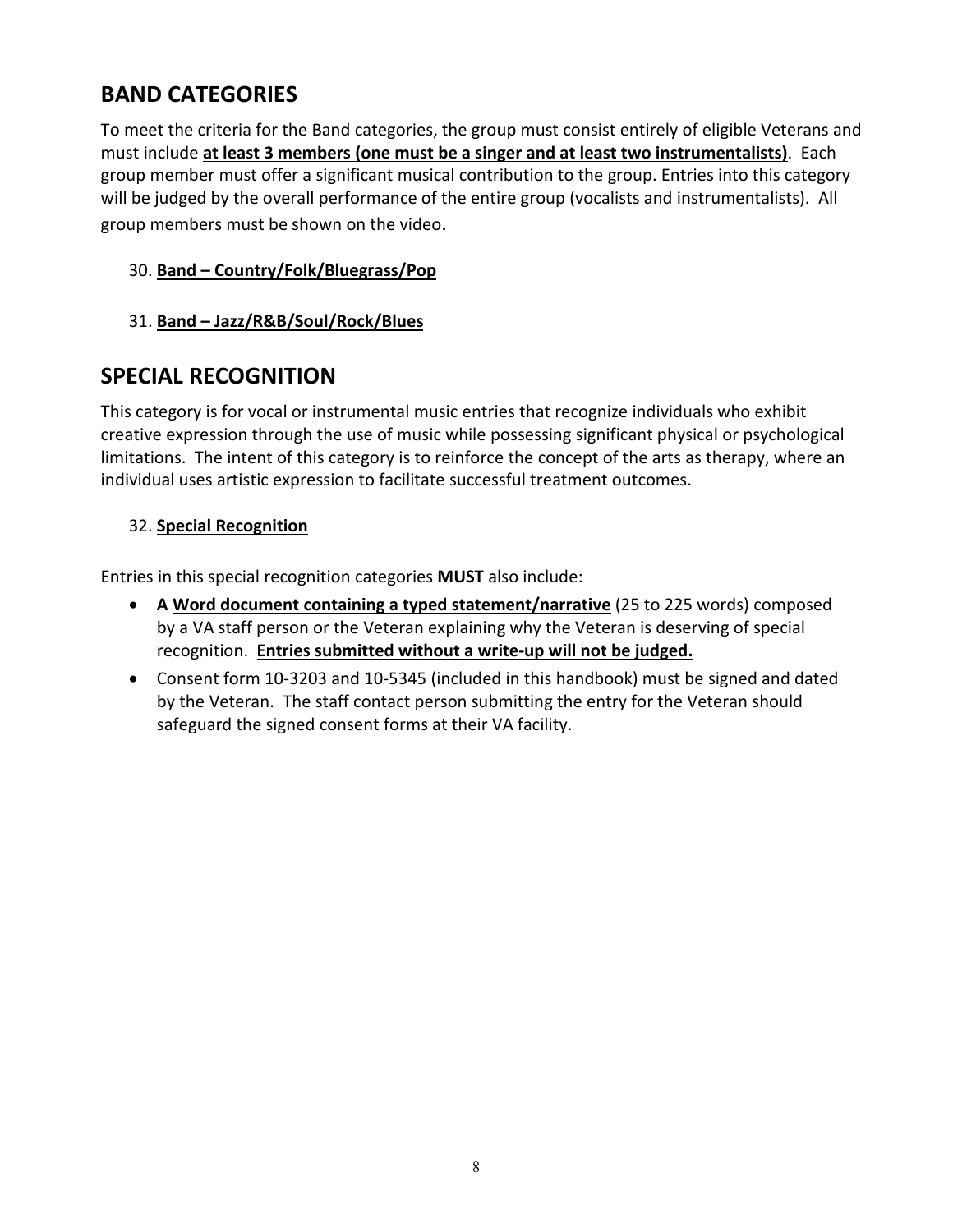## BAND CATEGORIES

To meet the criteria for the Band categories, the group must consist entirely of eligible Veterans and must include **at least 3 members (one must be a singer and at least two instrumentalists)**. Each group member must offer a significant musical contribution to the group. Entries into this category will be judged by the overall performance of the entire group (vocalists and instrumentalists). All group members must be shown on the video.

30. **Band – Country/Folk/Bluegrass/Pop**

31. **Band – Jazz/R&B/Soul/Rock/Blues**

## SPECIAL RECOGNITION

This category is for vocal or instrumental music entries that recognize individuals who exhibit creative expression through the use of music while possessing significant physical or psychological limitations. The intent of this category is to reinforce the concept of the arts as therapy, where an individual uses artistic expression to facilitate successful treatment outcomes.

32. **Special Recognition**

Entries in this special recognition categories **MUST** also include:

- **A Word document containing a typed statement/narrative** (25 to 225 words) composed by a VA staff person or the Veteran explaining why the Veteran is deserving of special recognition. **Entries submitted without a write-up will not be judged.**
- Consent form 10-3203 and 10-5345 (included in this handbook) must be signed and dated by the Veteran. The staff contact person submitting the entry for the Veteran should safeguard the signed consent forms at their VA facility.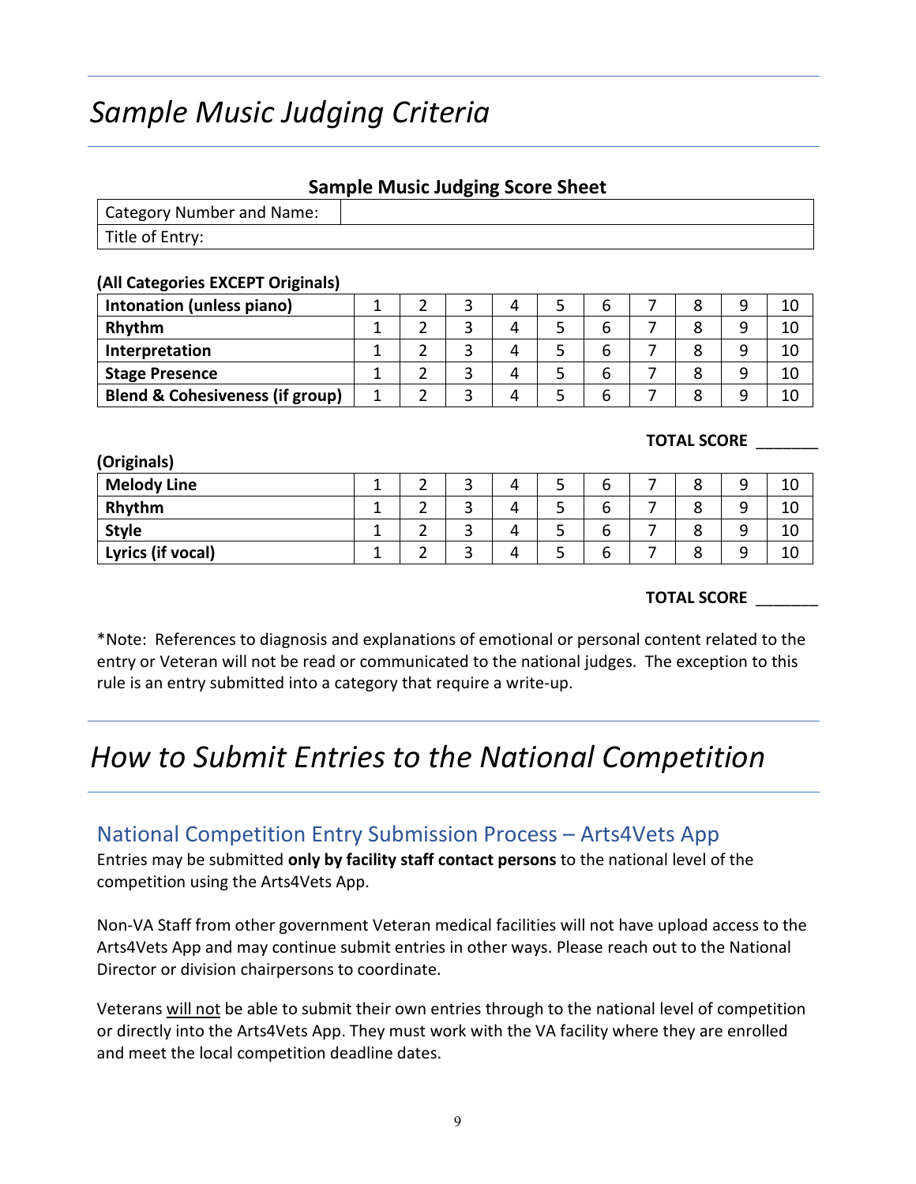# *Sample Music Judging Criteria*

**Sample Music Judging Score Sheet**

| Category Number and Name: | |
|---|---|
| Title of Entry: | |

**(All Categories EXCEPT Originals)**

| | | | | | | | | | | |
|---|---|---|---|---|---|---|---|---|---|---|
| **Intonation (unless piano)** | 1 | 2 | 3 | 4 | 5 | 6 | 7 | 8 | 9 | 10 |
| **Rhythm** | 1 | 2 | 3 | 4 | 5 | 6 | 7 | 8 | 9 | 10 |
| **Interpretation** | 1 | 2 | 3 | 4 | 5 | 6 | 7 | 8 | 9 | 10 |
| **Stage Presence** | 1 | 2 | 3 | 4 | 5 | 6 | 7 | 8 | 9 | 10 |
| **Blend & Cohesiveness (if group)** | 1 | 2 | 3 | 4 | 5 | 6 | 7 | 8 | 9 | 10 |

**TOTAL SCORE** _______

**(Originals)**

| | | | | | | | | | | |
|---|---|---|---|---|---|---|---|---|---|---|
| **Melody Line** | 1 | 2 | 3 | 4 | 5 | 6 | 7 | 8 | 9 | 10 |
| **Rhythm** | 1 | 2 | 3 | 4 | 5 | 6 | 7 | 8 | 9 | 10 |
| **Style** | 1 | 2 | 3 | 4 | 5 | 6 | 7 | 8 | 9 | 10 |
| **Lyrics (if vocal)** | 1 | 2 | 3 | 4 | 5 | 6 | 7 | 8 | 9 | 10 |

**TOTAL SCORE** _______

*Note: References to diagnosis and explanations of emotional or personal content related to the entry or Veteran will not be read or communicated to the national judges. The exception to this rule is an entry submitted into a category that require a write-up.

# *How to Submit Entries to the National Competition*

## National Competition Entry Submission Process – Arts4Vets App

Entries may be submitted **only by facility staff contact persons** to the national level of the competition using the Arts4Vets App.

Non-VA Staff from other government Veteran medical facilities will not have upload access to the Arts4Vets App and may continue submit entries in other ways. Please reach out to the National Director or division chairpersons to coordinate.

Veterans <u>will not</u> be able to submit their own entries through to the national level of competition or directly into the Arts4Vets App. They must work with the VA facility where they are enrolled and meet the local competition deadline dates.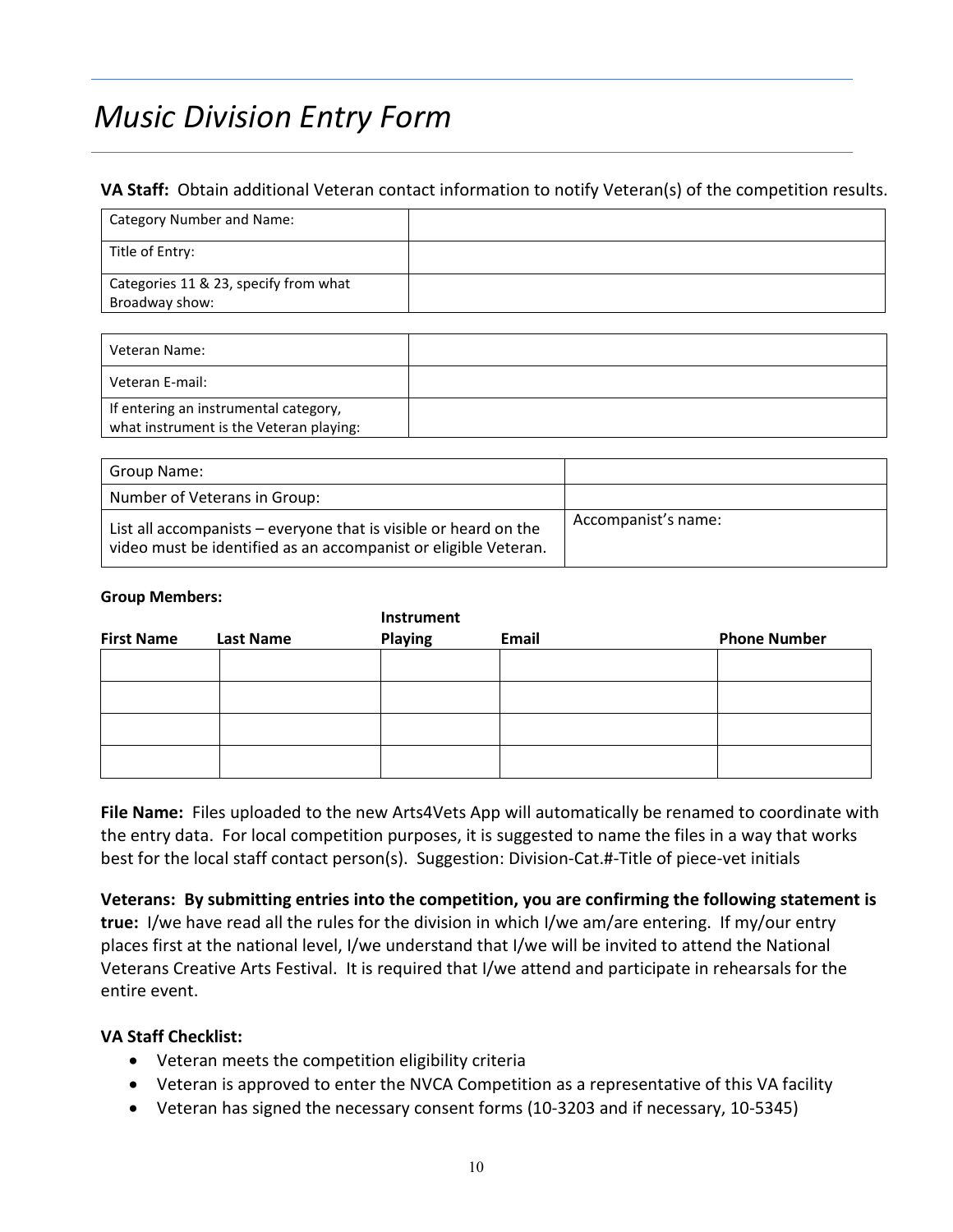# *Music Division Entry Form*

**VA Staff:** Obtain additional Veteran contact information to notify Veteran(s) of the competition results.

| | |
|---|---|
| Category Number and Name: | |
| Title of Entry: | |
| Categories 11 & 23, specify from what Broadway show: | |

| | |
|---|---|
| Veteran Name: | |
| Veteran E-mail: | |
| If entering an instrumental category, what instrument is the Veteran playing: | |

| | |
|---|---|
| Group Name: | |
| Number of Veterans in Group: | |
| List all accompanists – everyone that is visible or heard on the video must be identified as an accompanist or eligible Veteran. | Accompanist's name: |

**Group Members:**

| First Name | Last Name | Instrument Playing | Email | Phone Number |
|---|---|---|---|---|
| | | | | |
| | | | | |
| | | | | |
| | | | | |

**File Name:** Files uploaded to the new Arts4Vets App will automatically be renamed to coordinate with the entry data. For local competition purposes, it is suggested to name the files in a way that works best for the local staff contact person(s). Suggestion: Division-Cat.#-Title of piece-vet initials

**Veterans: By submitting entries into the competition, you are confirming the following statement is true:** I/we have read all the rules for the division in which I/we am/are entering. If my/our entry places first at the national level, I/we understand that I/we will be invited to attend the National Veterans Creative Arts Festival. It is required that I/we attend and participate in rehearsals for the entire event.

**VA Staff Checklist:**

- Veteran meets the competition eligibility criteria
- Veteran is approved to enter the NVCA Competition as a representative of this VA facility
- Veteran has signed the necessary consent forms (10-3203 and if necessary, 10-5345)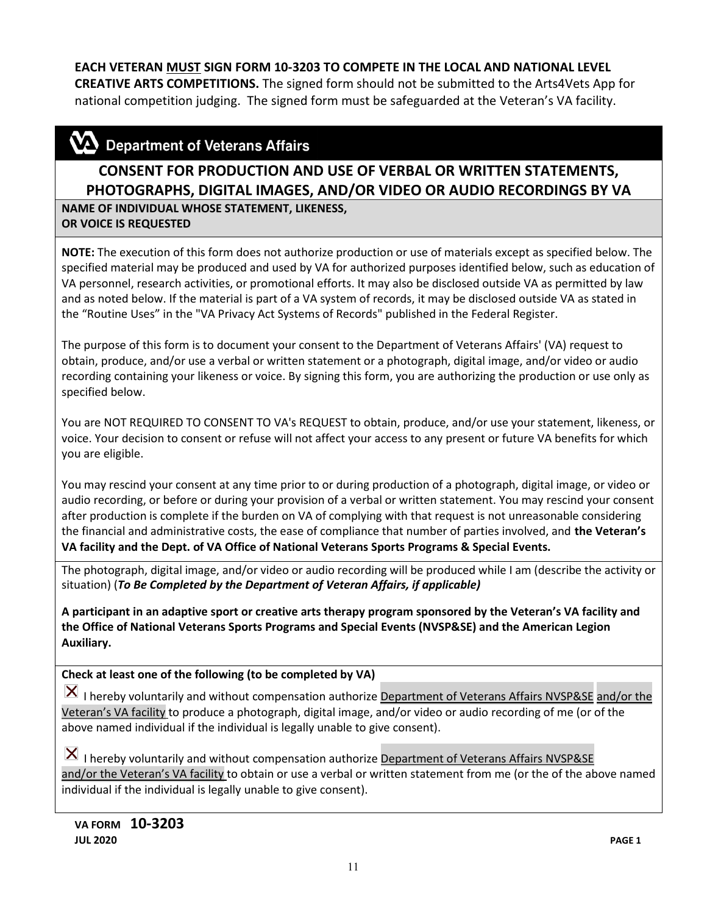**EACH VETERAN MUST SIGN FORM 10-3203 TO COMPETE IN THE LOCAL AND NATIONAL LEVEL CREATIVE ARTS COMPETITIONS.** The signed form should not be submitted to the Arts4Vets App for national competition judging. The signed form must be safeguarded at the Veteran's VA facility.

## Department of Veterans Affairs

## CONSENT FOR PRODUCTION AND USE OF VERBAL OR WRITTEN STATEMENTS, PHOTOGRAPHS, DIGITAL IMAGES, AND/OR VIDEO OR AUDIO RECORDINGS BY VA

**NAME OF INDIVIDUAL WHOSE STATEMENT, LIKENESS, OR VOICE IS REQUESTED**

**NOTE:** The execution of this form does not authorize production or use of materials except as specified below. The specified material may be produced and used by VA for authorized purposes identified below, such as education of VA personnel, research activities, or promotional efforts. It may also be disclosed outside VA as permitted by law and as noted below. If the material is part of a VA system of records, it may be disclosed outside VA as stated in the "Routine Uses" in the "VA Privacy Act Systems of Records" published in the Federal Register.

The purpose of this form is to document your consent to the Department of Veterans Affairs' (VA) request to obtain, produce, and/or use a verbal or written statement or a photograph, digital image, and/or video or audio recording containing your likeness or voice. By signing this form, you are authorizing the production or use only as specified below.

You are NOT REQUIRED TO CONSENT TO VA's REQUEST to obtain, produce, and/or use your statement, likeness, or voice. Your decision to consent or refuse will not affect your access to any present or future VA benefits for which you are eligible.

You may rescind your consent at any time prior to or during production of a photograph, digital image, or video or audio recording, or before or during your provision of a verbal or written statement. You may rescind your consent after production is complete if the burden on VA of complying with that request is not unreasonable considering the financial and administrative costs, the ease of compliance that number of parties involved, and **the Veteran's VA facility and the Dept. of VA Office of National Veterans Sports Programs & Special Events.**

The photograph, digital image, and/or video or audio recording will be produced while I am (describe the activity or situation) (***To Be Completed by the Department of Veteran Affairs, if applicable)***

**A participant in an adaptive sport or creative arts therapy program sponsored by the Veteran's VA facility and the Office of National Veterans Sports Programs and Special Events (NVSP&SE) and the American Legion Auxiliary.**

**Check at least one of the following (to be completed by VA)**

☒ I hereby voluntarily and without compensation authorize Department of Veterans Affairs NVSP&SE and/or the Veteran's VA facility to produce a photograph, digital image, and/or video or audio recording of me (or of the above named individual if the individual is legally unable to give consent).

☒ I hereby voluntarily and without compensation authorize Department of Veterans Affairs NVSP&SE and/or the Veteran's VA facility to obtain or use a verbal or written statement from me (or the of the above named individual if the individual is legally unable to give consent).

**VA FORM 10-3203**
**JUL 2020**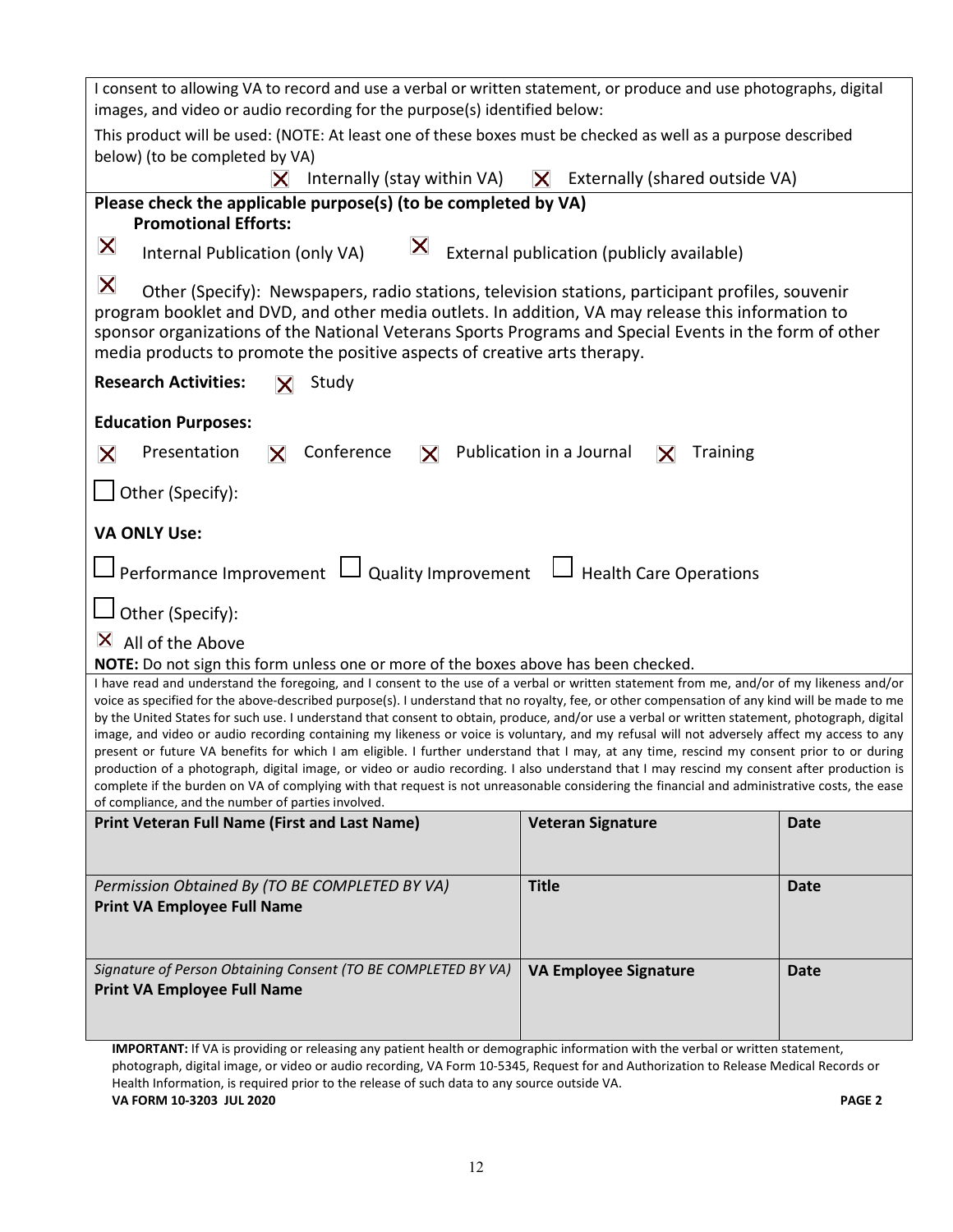I consent to allowing VA to record and use a verbal or written statement, or produce and use photographs, digital images, and video or audio recording for the purpose(s) identified below:

This product will be used: (NOTE: At least one of these boxes must be checked as well as a purpose described below) (to be completed by VA)

☒ Internally (stay within VA) ☒ Externally (shared outside VA)

**Please check the applicable purpose(s) (to be completed by VA)**

**Promotional Efforts:**

☒ Internal Publication (only VA) ☒ External publication (publicly available)

☒ Other (Specify): Newspapers, radio stations, television stations, participant profiles, souvenir program booklet and DVD, and other media outlets. In addition, VA may release this information to sponsor organizations of the National Veterans Sports Programs and Special Events in the form of other media products to promote the positive aspects of creative arts therapy.

**Research Activities:** ☒ Study

**Education Purposes:**

☒ Presentation ☒ Conference ☒ Publication in a Journal ☒ Training

☐ Other (Specify):

**VA ONLY Use:**

☐ Performance Improvement ☐ Quality Improvement ☐ Health Care Operations

☐ Other (Specify):

☒ All of the Above

**NOTE:** Do not sign this form unless one or more of the boxes above has been checked.

I have read and understand the foregoing, and I consent to the use of a verbal or written statement from me, and/or of my likeness and/or voice as specified for the above-described purpose(s). I understand that no royalty, fee, or other compensation of any kind will be made to me by the United States for such use. I understand that consent to obtain, produce, and/or use a verbal or written statement, photograph, digital image, and video or audio recording containing my likeness or voice is voluntary, and my refusal will not adversely affect my access to any present or future VA benefits for which I am eligible. I further understand that I may, at any time, rescind my consent prior to or during production of a photograph, digital image, or video or audio recording. I also understand that I may rescind my consent after production is complete if the burden on VA of complying with that request is not unreasonable considering the financial and administrative costs, the ease of compliance, and the number of parties involved.

| **Print Veteran Full Name (First and Last Name)** | **Veteran Signature** | **Date** |
| --- | --- | --- |
| *Permission Obtained By (TO BE COMPLETED BY VA)* **Print VA Employee Full Name** | **Title** | **Date** |
| *Signature of Person Obtaining Consent (TO BE COMPLETED BY VA)* **Print VA Employee Full Name** | **VA Employee Signature** | **Date** |

**IMPORTANT:** If VA is providing or releasing any patient health or demographic information with the verbal or written statement, photograph, digital image, or video or audio recording, VA Form 10-5345, Request for and Authorization to Release Medical Records or Health Information, is required prior to the release of such data to any source outside VA.

**VA FORM 10-3203 JUL 2020** **PAGE 2**